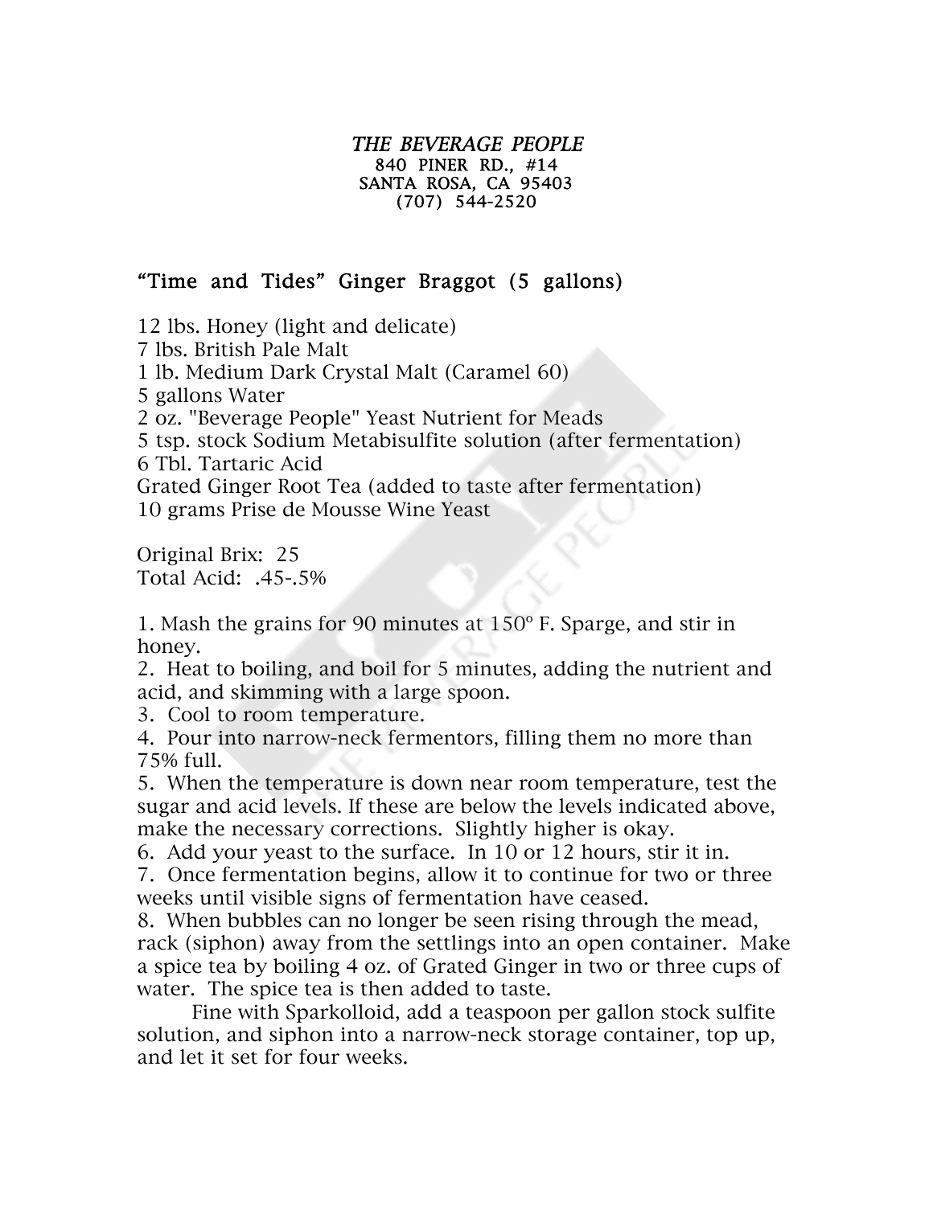*THE BEVERAGE PEOPLE*
840 PINER RD., #14
SANTA ROSA, CA 95403
(707) 544-2520

## "Time and Tides" Ginger Braggot (5 gallons)

12 lbs. Honey (light and delicate)
7 lbs. British Pale Malt
1 lb. Medium Dark Crystal Malt (Caramel 60)
5 gallons Water
2 oz. "Beverage People" Yeast Nutrient for Meads
5 tsp. stock Sodium Metabisulfite solution (after fermentation)
6 Tbl. Tartaric Acid
Grated Ginger Root Tea (added to taste after fermentation)
10 grams Prise de Mousse Wine Yeast

Original Brix: 25
Total Acid: .45-.5%

1. Mash the grains for 90 minutes at 150º F. Sparge, and stir in honey.
2. Heat to boiling, and boil for 5 minutes, adding the nutrient and acid, and skimming with a large spoon.
3. Cool to room temperature.
4. Pour into narrow-neck fermentors, filling them no more than 75% full.
5. When the temperature is down near room temperature, test the sugar and acid levels. If these are below the levels indicated above, make the necessary corrections. Slightly higher is okay.
6. Add your yeast to the surface. In 10 or 12 hours, stir it in.
7. Once fermentation begins, allow it to continue for two or three weeks until visible signs of fermentation have ceased.
8. When bubbles can no longer be seen rising through the mead, rack (siphon) away from the settlings into an open container. Make a spice tea by boiling 4 oz. of Grated Ginger in two or three cups of water. The spice tea is then added to taste.

Fine with Sparkolloid, add a teaspoon per gallon stock sulfite solution, and siphon into a narrow-neck storage container, top up, and let it set for four weeks.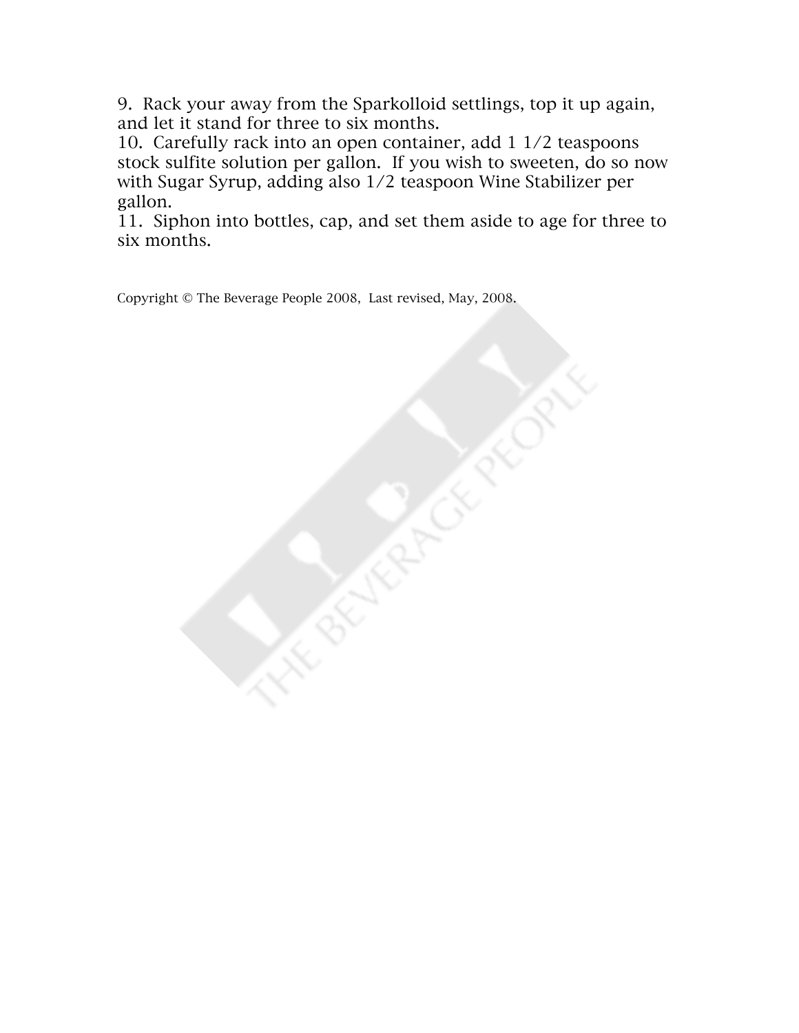9. Rack your away from the Sparkolloid settlings, top it up again, and let it stand for three to six months.
10. Carefully rack into an open container, add 1 1/2 teaspoons stock sulfite solution per gallon. If you wish to sweeten, do so now with Sugar Syrup, adding also 1/2 teaspoon Wine Stabilizer per gallon.
11. Siphon into bottles, cap, and set them aside to age for three to six months.

Copyright © The Beverage People 2008, Last revised, May, 2008.